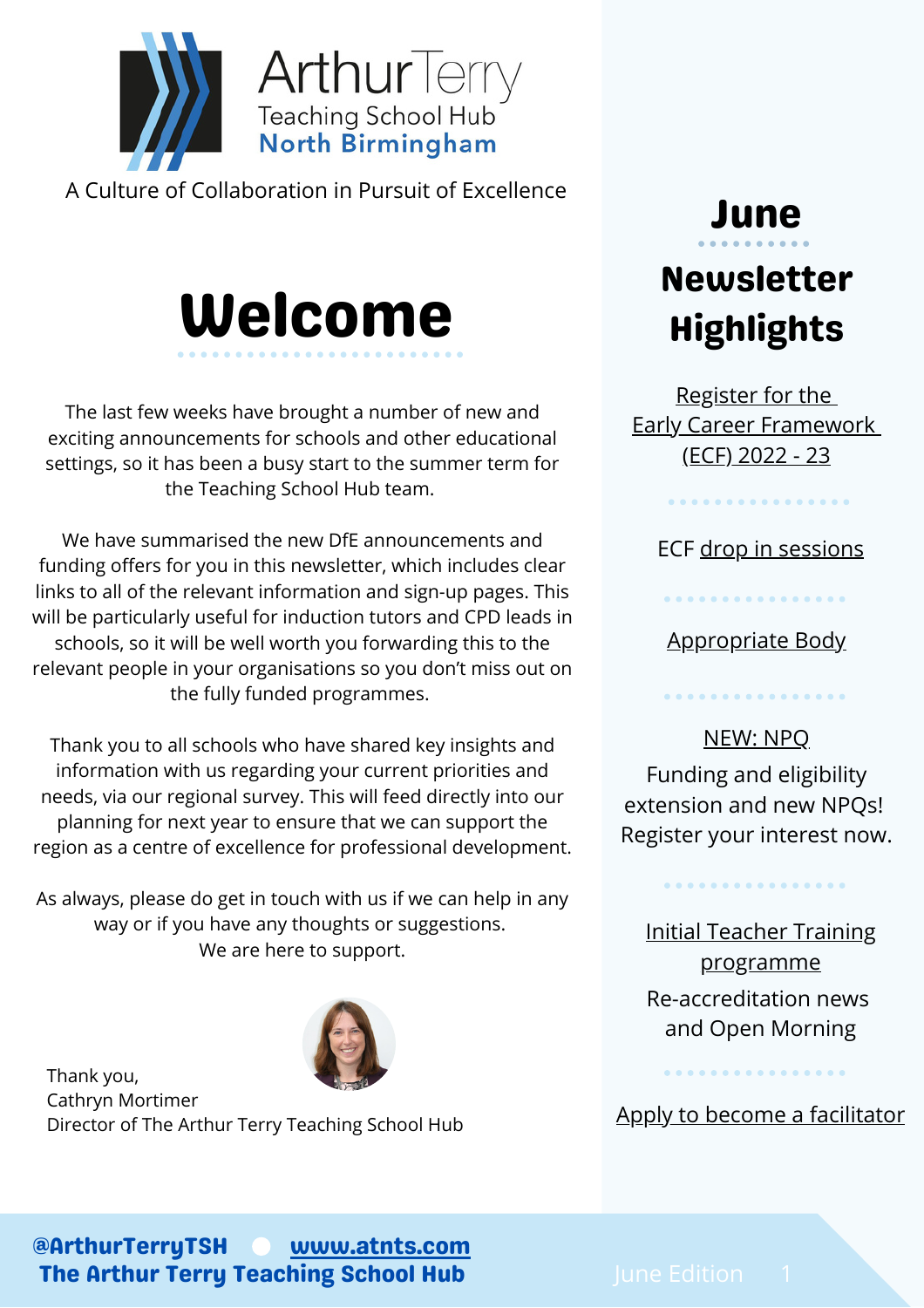Arthur Terry
Teaching School Hub
North Birmingham

A Culture of Collaboration in Pursuit of Excellence

# Welcome

The last few weeks have brought a number of new and exciting announcements for schools and other educational settings, so it has been a busy start to the summer term for the Teaching School Hub team.

We have summarised the new DfE announcements and funding offers for you in this newsletter, which includes clear links to all of the relevant information and sign-up pages. This will be particularly useful for induction tutors and CPD leads in schools, so it will be well worth you forwarding this to the relevant people in your organisations so you don't miss out on the fully funded programmes.

Thank you to all schools who have shared key insights and information with us regarding your current priorities and needs, via our regional survey. This will feed directly into our planning for next year to ensure that we can support the region as a centre of excellence for professional development.

As always, please do get in touch with us if we can help in any way or if you have any thoughts or suggestions.
We are here to support.

Thank you,
Cathryn Mortimer
Director of The Arthur Terry Teaching School Hub

## June Newsletter Highlights

Register for the Early Career Framework (ECF) 2022 - 23

ECF drop in sessions

Appropriate Body

NEW: NPQ
Funding and eligibility extension and new NPQs! Register your interest now.

Initial Teacher Training programme
Re-accreditation news and Open Morning

Apply to become a facilitator

@ArthurTerryTSH ● www.atnts.com
The Arthur Terry Teaching School Hub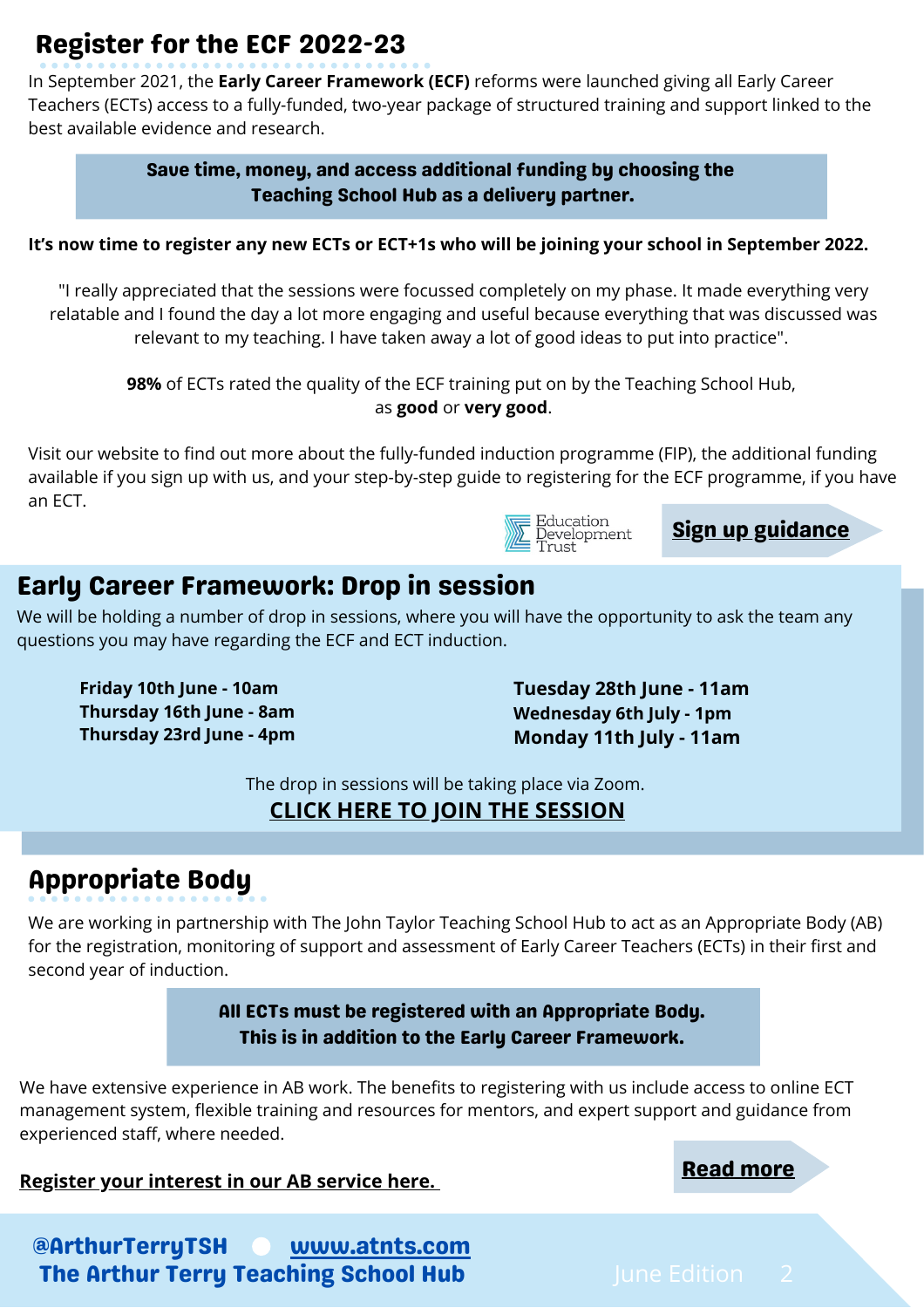## Register for the ECF 2022-23

In September 2021, the **Early Career Framework (ECF)** reforms were launched giving all Early Career Teachers (ECTs) access to a fully-funded, two-year package of structured training and support linked to the best available evidence and research.

**Save time, money, and access additional funding by choosing the Teaching School Hub as a delivery partner.**

**It's now time to register any new ECTs or ECT+1s who will be joining your school in September 2022.**

"I really appreciated that the sessions were focussed completely on my phase. It made everything very relatable and I found the day a lot more engaging and useful because everything that was discussed was relevant to my teaching. I have taken away a lot of good ideas to put into practice".

**98%** of ECTs rated the quality of the ECF training put on by the Teaching School Hub, as **good** or **very good**.

Visit our website to find out more about the fully-funded induction programme (FIP), the additional funding available if you sign up with us, and your step-by-step guide to registering for the ECF programme, if you have an ECT.

Education Development Trust

**Sign up guidance**

## Early Career Framework: Drop in session

We will be holding a number of drop in sessions, where you will have the opportunity to ask the team any questions you may have regarding the ECF and ECT induction.

- **Friday 10th June - 10am**
- **Thursday 16th June - 8am**
- **Thursday 23rd June - 4pm**
- **Tuesday 28th June - 11am**
- **Wednesday 6th July - 1pm**
- **Monday 11th July - 11am**

The drop in sessions will be taking place via Zoom.

**CLICK HERE TO JOIN THE SESSION**

## Appropriate Body

We are working in partnership with The John Taylor Teaching School Hub to act as an Appropriate Body (AB) for the registration, monitoring of support and assessment of Early Career Teachers (ECTs) in their first and second year of induction.

**All ECTs must be registered with an Appropriate Body. This is in addition to the Early Career Framework.**

We have extensive experience in AB work. The benefits to registering with us include access to online ECT management system, flexible training and resources for mentors, and expert support and guidance from experienced staff, where needed.

**Register your interest in our AB service here.**

**Read more**

**@ArthurTerryTSH** **www.atnts.com**
**The Arthur Terry Teaching School Hub**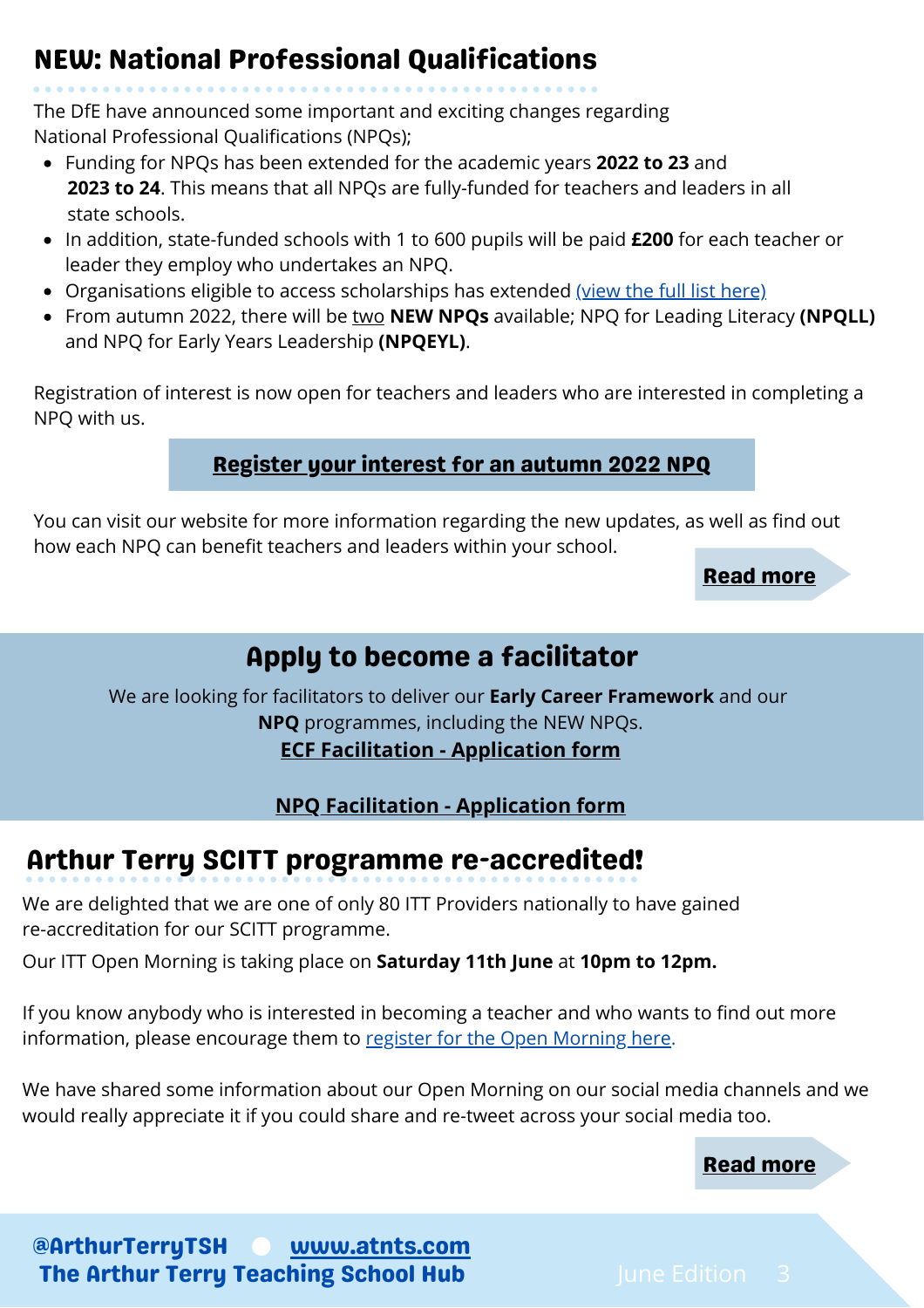## NEW: National Professional Qualifications

The DfE have announced some important and exciting changes regarding National Professional Qualifications (NPQs);

- Funding for NPQs has been extended for the academic years **2022 to 23** and **2023 to 24**. This means that all NPQs are fully-funded for teachers and leaders in all state schools.
- In addition, state-funded schools with 1 to 600 pupils will be paid **£200** for each teacher or leader they employ who undertakes an NPQ.
- Organisations eligible to access scholarships has extended (view the full list here)
- From autumn 2022, there will be two **NEW NPQs** available; NPQ for Leading Literacy **(NPQLL)** and NPQ for Early Years Leadership **(NPQEYL)**.

Registration of interest is now open for teachers and leaders who are interested in completing a NPQ with us.

**Register your interest for an autumn 2022 NPQ**

You can visit our website for more information regarding the new updates, as well as find out how each NPQ can benefit teachers and leaders within your school.

**Read more**

## Apply to become a facilitator

We are looking for facilitators to deliver our **Early Career Framework** and our **NPQ** programmes, including the NEW NPQs.

**ECF Facilitation - Application form**

**NPQ Facilitation - Application form**

## Arthur Terry SCITT programme re-accredited!

We are delighted that we are one of only 80 ITT Providers nationally to have gained re-accreditation for our SCITT programme.

Our ITT Open Morning is taking place on **Saturday 11th June** at **10pm to 12pm.**

If you know anybody who is interested in becoming a teacher and who wants to find out more information, please encourage them to register for the Open Morning here.

We have shared some information about our Open Morning on our social media channels and we would really appreciate it if you could share and re-tweet across your social media too.

**Read more**

**@ArthurTerryTSH** **www.atnts.com**
**The Arthur Terry Teaching School Hub**